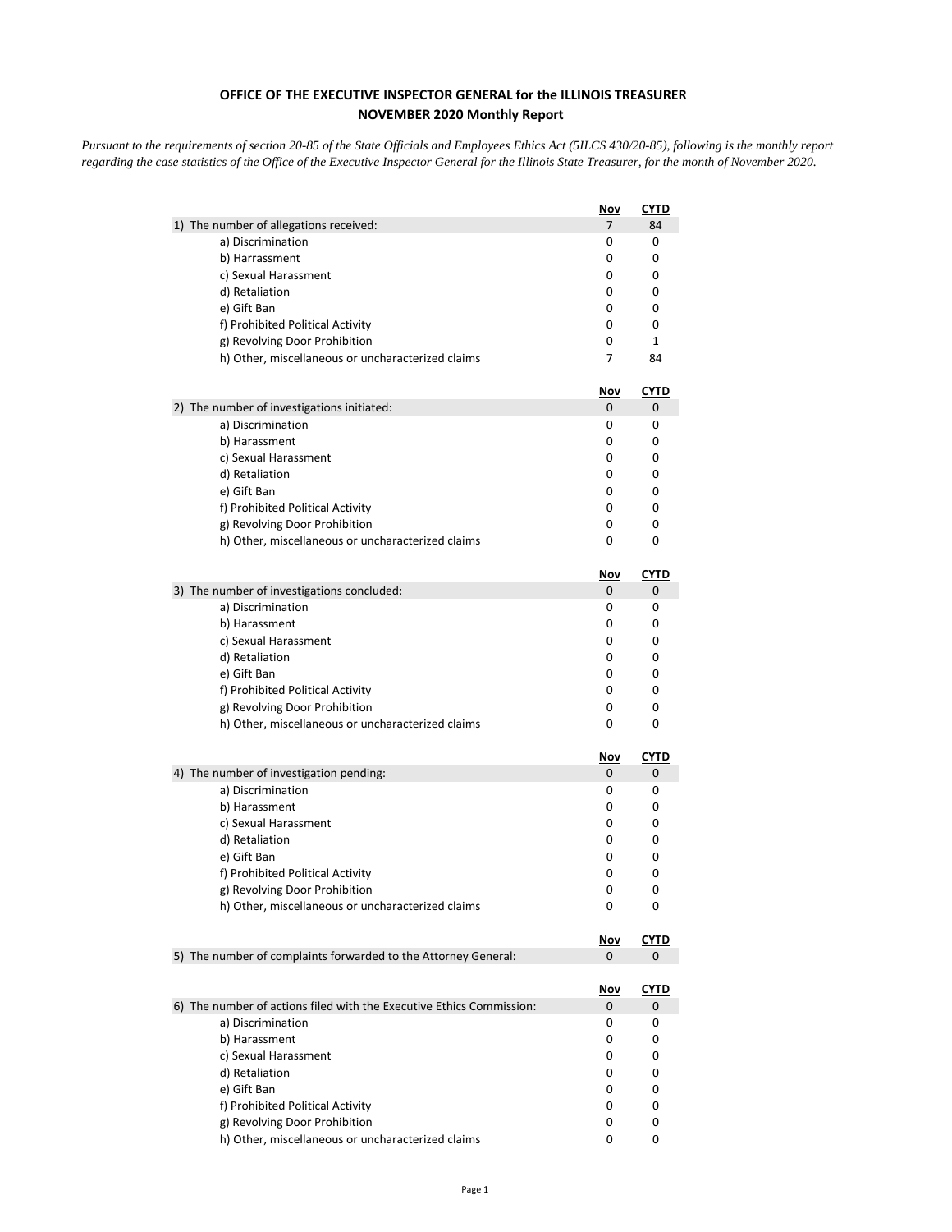**OFFICE OF THE EXECUTIVE INSPECTOR GENERAL for the ILLINOIS TREASURER**
**NOVEMBER 2020 Monthly Report**

*Pursuant to the requirements of section 20-85 of the State Officials and Employees Ethics Act (5ILCS 430/20-85), following is the monthly report regarding the case statistics of the Office of the Executive Inspector General for the Illinois State Treasurer, for the month of November 2020.*

| | Nov | CYTD |
|---|---|---|
| 1) The number of allegations received: | 7 | 84 |
| a) Discrimination | 0 | 0 |
| b) Harrassment | 0 | 0 |
| c) Sexual Harassment | 0 | 0 |
| d) Retaliation | 0 | 0 |
| e) Gift Ban | 0 | 0 |
| f) Prohibited Political Activity | 0 | 0 |
| g) Revolving Door Prohibition | 0 | 1 |
| h) Other, miscellaneous or uncharacterized claims | 7 | 84 |

| | Nov | CYTD |
|---|---|---|
| 2) The number of investigations initiated: | 0 | 0 |
| a) Discrimination | 0 | 0 |
| b) Harassment | 0 | 0 |
| c) Sexual Harassment | 0 | 0 |
| d) Retaliation | 0 | 0 |
| e) Gift Ban | 0 | 0 |
| f) Prohibited Political Activity | 0 | 0 |
| g) Revolving Door Prohibition | 0 | 0 |
| h) Other, miscellaneous or uncharacterized claims | 0 | 0 |

| | Nov | CYTD |
|---|---|---|
| 3) The number of investigations concluded: | 0 | 0 |
| a) Discrimination | 0 | 0 |
| b) Harassment | 0 | 0 |
| c) Sexual Harassment | 0 | 0 |
| d) Retaliation | 0 | 0 |
| e) Gift Ban | 0 | 0 |
| f) Prohibited Political Activity | 0 | 0 |
| g) Revolving Door Prohibition | 0 | 0 |
| h) Other, miscellaneous or uncharacterized claims | 0 | 0 |

| | Nov | CYTD |
|---|---|---|
| 4) The number of investigation pending: | 0 | 0 |
| a) Discrimination | 0 | 0 |
| b) Harassment | 0 | 0 |
| c) Sexual Harassment | 0 | 0 |
| d) Retaliation | 0 | 0 |
| e) Gift Ban | 0 | 0 |
| f) Prohibited Political Activity | 0 | 0 |
| g) Revolving Door Prohibition | 0 | 0 |
| h) Other, miscellaneous or uncharacterized claims | 0 | 0 |

| | Nov | CYTD |
|---|---|---|
| 5) The number of complaints forwarded to the Attorney General: | 0 | 0 |

| | Nov | CYTD |
|---|---|---|
| 6) The number of actions filed with the Executive Ethics Commission: | 0 | 0 |
| a) Discrimination | 0 | 0 |
| b) Harassment | 0 | 0 |
| c) Sexual Harassment | 0 | 0 |
| d) Retaliation | 0 | 0 |
| e) Gift Ban | 0 | 0 |
| f) Prohibited Political Activity | 0 | 0 |
| g) Revolving Door Prohibition | 0 | 0 |
| h) Other, miscellaneous or uncharacterized claims | 0 | 0 |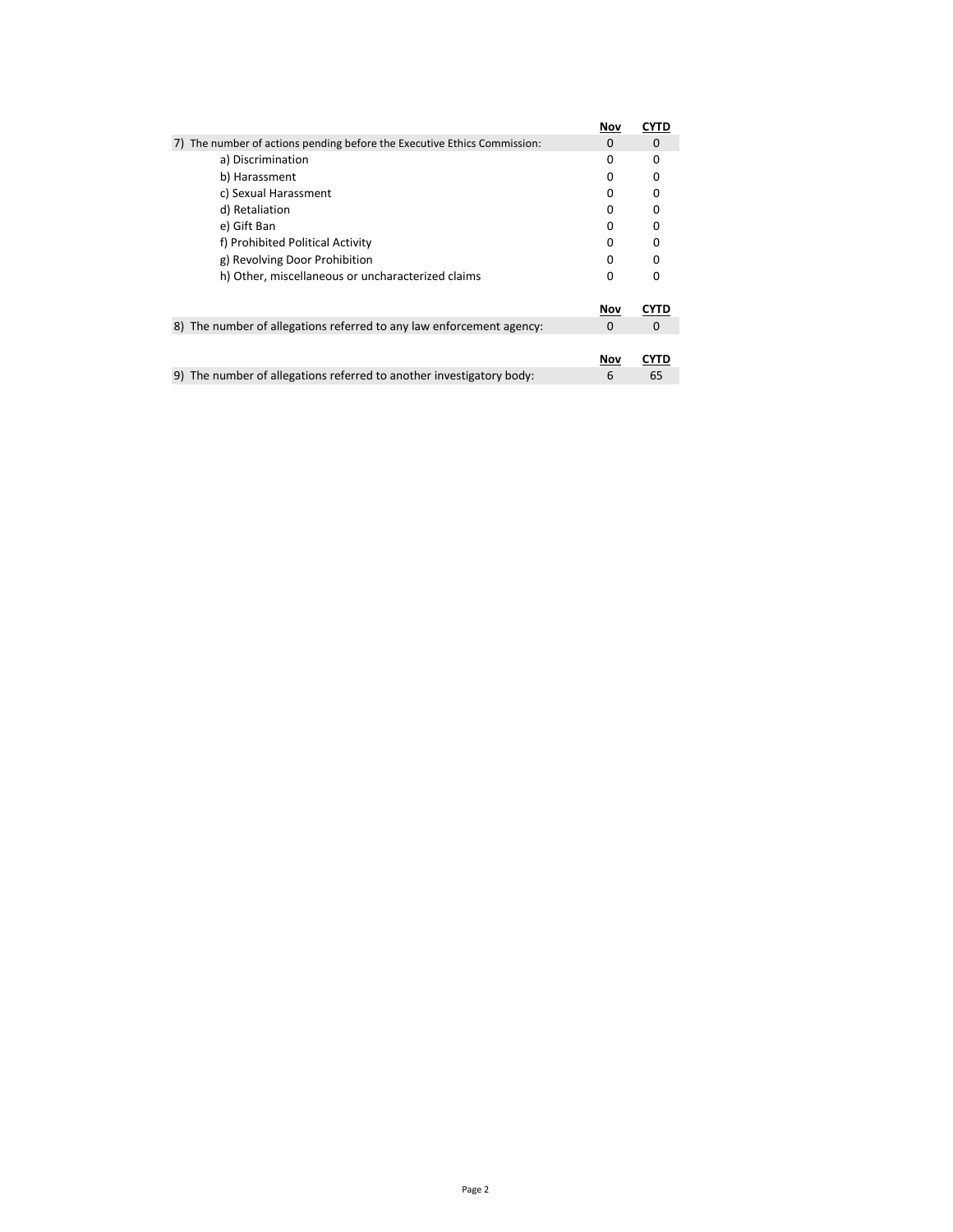| | Nov | CYTD |
|---|---|---|
| 7) The number of actions pending before the Executive Ethics Commission: | 0 | 0 |
| a) Discrimination | 0 | 0 |
| b) Harassment | 0 | 0 |
| c) Sexual Harassment | 0 | 0 |
| d) Retaliation | 0 | 0 |
| e) Gift Ban | 0 | 0 |
| f) Prohibited Political Activity | 0 | 0 |
| g) Revolving Door Prohibition | 0 | 0 |
| h) Other, miscellaneous or uncharacterized claims | 0 | 0 |

| | Nov | CYTD |
|---|---|---|
| 8) The number of allegations referred to any law enforcement agency: | 0 | 0 |

| | Nov | CYTD |
|---|---|---|
| 9) The number of allegations referred to another investigatory body: | 6 | 65 |